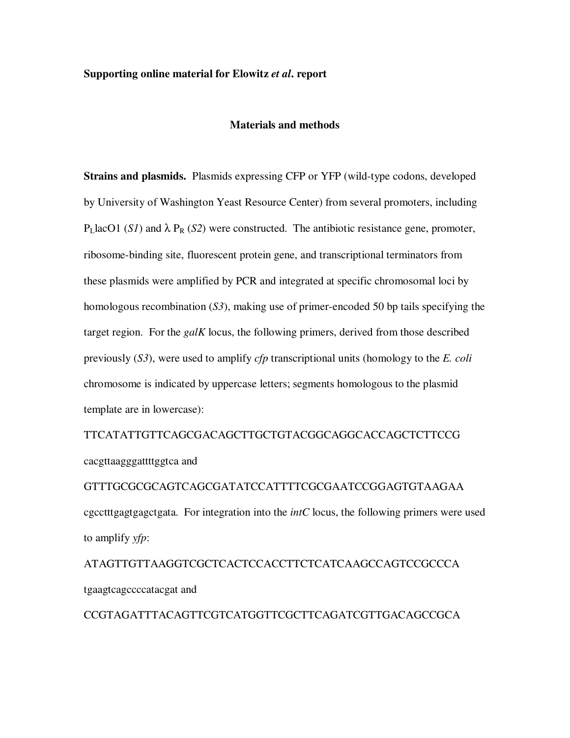**Supporting online material for Elowitz *et al*. report**

## Materials and methods

**Strains and plasmids.** Plasmids expressing CFP or YFP (wild-type codons, developed by University of Washington Yeast Resource Center) from several promoters, including $P_L$lacO1 (*S1*) and λ $P_R$ (*S2*) were constructed. The antibiotic resistance gene, promoter, ribosome-binding site, fluorescent protein gene, and transcriptional terminators from these plasmids were amplified by PCR and integrated at specific chromosomal loci by homologous recombination (*S3*), making use of primer-encoded 50 bp tails specifying the target region. For the *galK* locus, the following primers, derived from those described previously (*S3*), were used to amplify *cfp* transcriptional units (homology to the *E. coli* chromosome is indicated by uppercase letters; segments homologous to the plasmid template are in lowercase):

TTCATATTGTTCAGCGACAGCTTGCTGTACGGCAGGCACCAGCTCTTCCG cacgttaagggattttggtca and

GTTTGCGCGCAGTCAGCGATATCCATTTTCGCGAATCCGGAGTGTAAGAA cgcctttgagtgagctgata. For integration into the *intC* locus, the following primers were used to amplify *yfp*:

ATAGTTGTTAAGGTCGCTCACTCCACCTTCTCATCAAGCCAGTCCGCCCA tgaagtcagccccatacgat and

CCGTAGATTTACAGTTCGTCATGGTTCGCTTCAGATCGTTGACAGCCGCA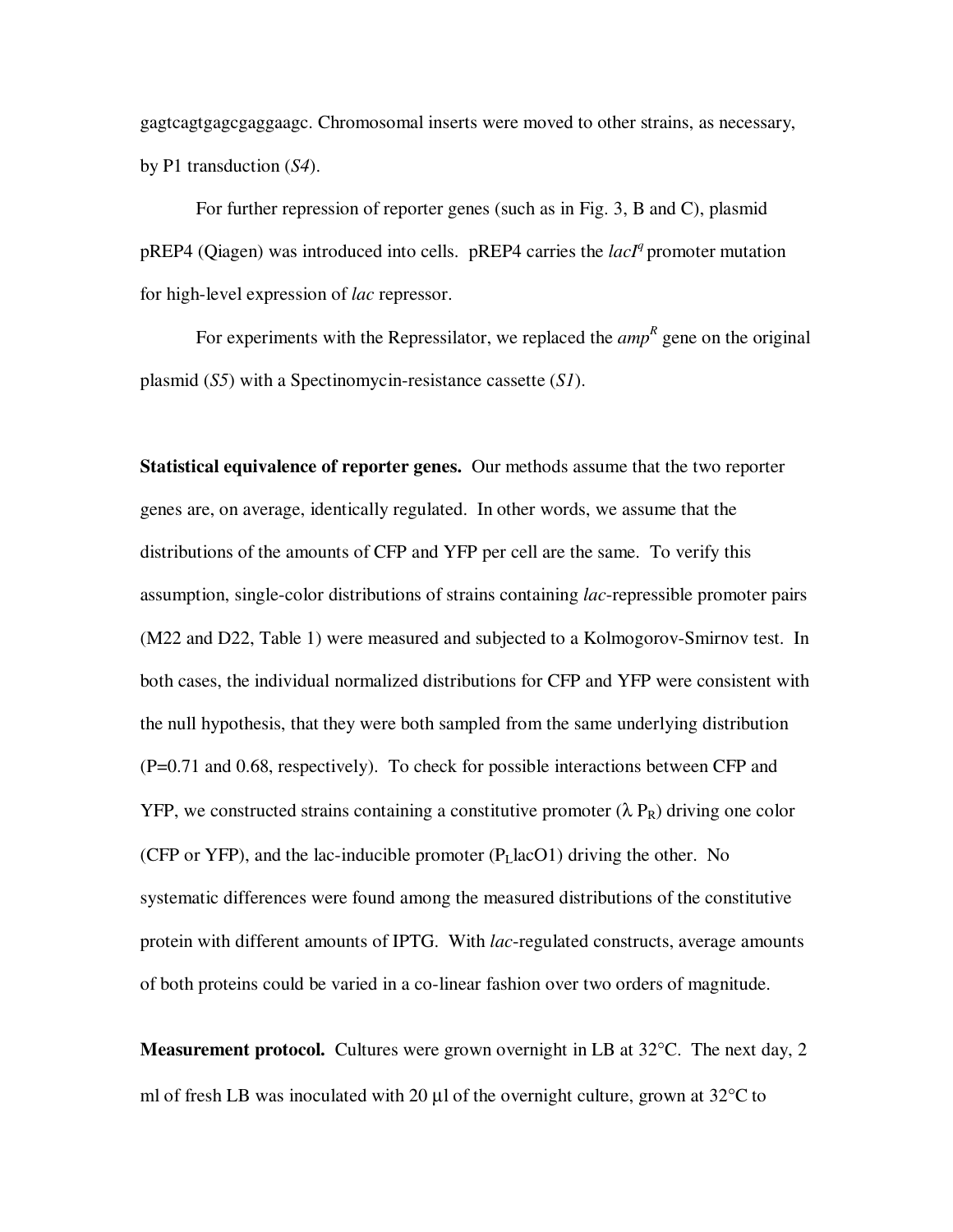gagtcagtgagcgaggaagc. Chromosomal inserts were moved to other strains, as necessary, by P1 transduction (*S4*).

For further repression of reporter genes (such as in Fig. 3, B and C), plasmid pREP4 (Qiagen) was introduced into cells. pREP4 carries the *lacI^q* promoter mutation for high-level expression of *lac* repressor.

For experiments with the Repressilator, we replaced the *amp^R* gene on the original plasmid (*S5*) with a Spectinomycin-resistance cassette (*S1*).

**Statistical equivalence of reporter genes.** Our methods assume that the two reporter genes are, on average, identically regulated. In other words, we assume that the distributions of the amounts of CFP and YFP per cell are the same. To verify this assumption, single-color distributions of strains containing *lac*-repressible promoter pairs (M22 and D22, Table 1) were measured and subjected to a Kolmogorov-Smirnov test. In both cases, the individual normalized distributions for CFP and YFP were consistent with the null hypothesis, that they were both sampled from the same underlying distribution ($P=0.71$ and $0.68$, respectively). To check for possible interactions between CFP and YFP, we constructed strains containing a constitutive promoter ($\lambda$ $P_R$) driving one color (CFP or YFP), and the lac-inducible promoter ($P_L$lacO1) driving the other. No systematic differences were found among the measured distributions of the constitutive protein with different amounts of IPTG. With *lac*-regulated constructs, average amounts of both proteins could be varied in a co-linear fashion over two orders of magnitude.

**Measurement protocol.** Cultures were grown overnight in LB at 32°C. The next day, 2 ml of fresh LB was inoculated with 20 µl of the overnight culture, grown at 32°C to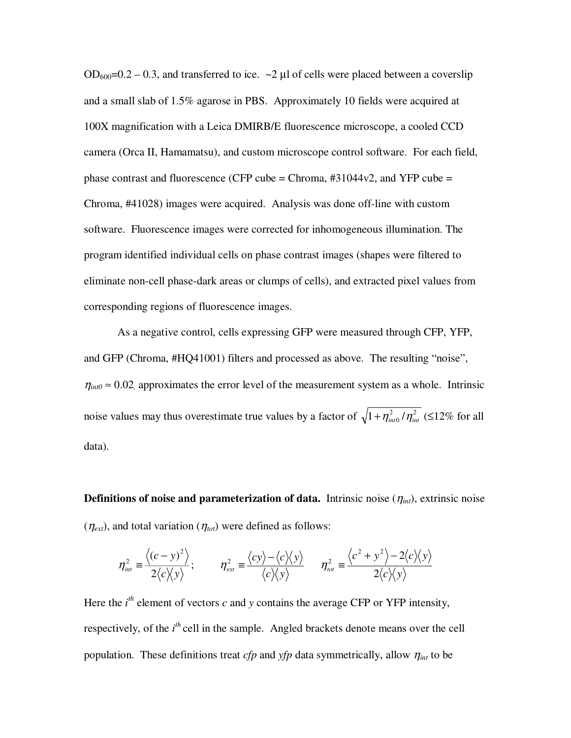$OD_{600}$=0.2 – 0.3, and transferred to ice. ~2 µl of cells were placed between a coverslip and a small slab of 1.5% agarose in PBS. Approximately 10 fields were acquired at 100X magnification with a Leica DMIRB/E fluorescence microscope, a cooled CCD camera (Orca II, Hamamatsu), and custom microscope control software. For each field, phase contrast and fluorescence (CFP cube = Chroma, #31044v2, and YFP cube = Chroma, #41028) images were acquired. Analysis was done off-line with custom software. Fluorescence images were corrected for inhomogeneous illumination. The program identified individual cells on phase contrast images (shapes were filtered to eliminate non-cell phase-dark areas or clumps of cells), and extracted pixel values from corresponding regions of fluorescence images.

As a negative control, cells expressing GFP were measured through CFP, YFP, and GFP (Chroma, #HQ41001) filters and processed as above. The resulting "noise", $\eta_{int0} \approx 0.02$, approximates the error level of the measurement system as a whole. Intrinsic noise values may thus overestimate true values by a factor of $\sqrt{1+\eta_{int0}^2/\eta_{int}^2}$ (≤12% for all data).

**Definitions of noise and parameterization of data.** Intrinsic noise ($\eta_{int}$), extrinsic noise ($\eta_{ext}$), and total variation ($\eta_{tot}$) were defined as follows:

$$\eta_{int}^2 \equiv \frac{\langle (c-y)^2 \rangle}{2\langle c \rangle \langle y \rangle}; \qquad \eta_{ext}^2 \equiv \frac{\langle cy \rangle - \langle c \rangle \langle y \rangle}{\langle c \rangle \langle y \rangle} \qquad \eta_{tot}^2 \equiv \frac{\langle c^2 + y^2 \rangle - 2\langle c \rangle \langle y \rangle}{2\langle c \rangle \langle y \rangle}$$

Here the $i^{th}$ element of vectors $c$ and $y$ contains the average CFP or YFP intensity, respectively, of the $i^{th}$ cell in the sample. Angled brackets denote means over the cell population. These definitions treat *cfp* and *yfp* data symmetrically, allow $\eta_{int}$ to be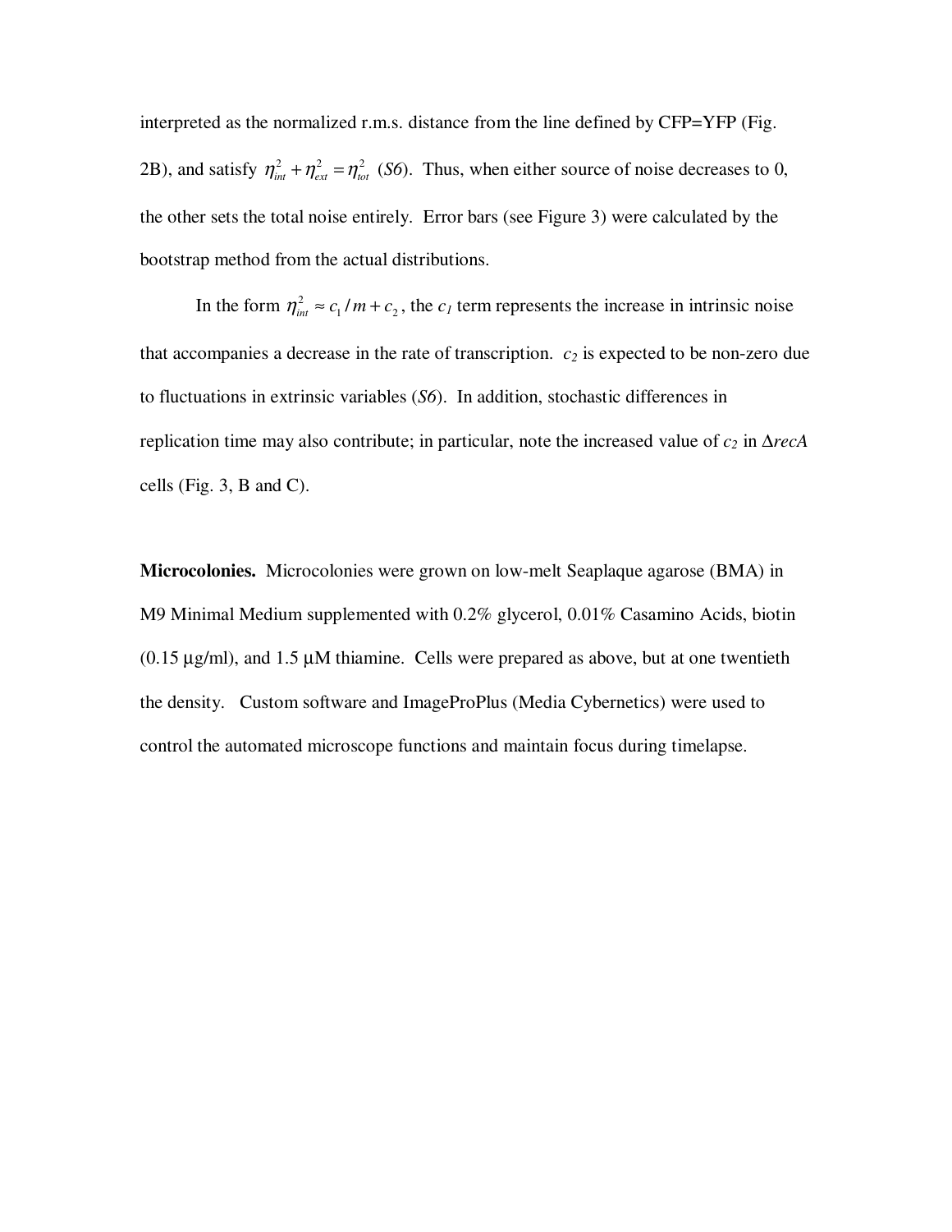interpreted as the normalized r.m.s. distance from the line defined by CFP=YFP (Fig. 2B), and satisfy $\eta_{int}^2 + \eta_{ext}^2 = \eta_{tot}^2$ (*S6*). Thus, when either source of noise decreases to 0, the other sets the total noise entirely. Error bars (see Figure 3) were calculated by the bootstrap method from the actual distributions.

In the form $\eta_{int}^2 \approx c_1 / m + c_2$, the $c_1$ term represents the increase in intrinsic noise that accompanies a decrease in the rate of transcription. $c_2$ is expected to be non-zero due to fluctuations in extrinsic variables (*S6*). In addition, stochastic differences in replication time may also contribute; in particular, note the increased value of $c_2$ in Δ*recA* cells (Fig. 3, B and C).

**Microcolonies.** Microcolonies were grown on low-melt Seaplaque agarose (BMA) in M9 Minimal Medium supplemented with 0.2% glycerol, 0.01% Casamino Acids, biotin (0.15 µg/ml), and 1.5 µM thiamine. Cells were prepared as above, but at one twentieth the density. Custom software and ImageProPlus (Media Cybernetics) were used to control the automated microscope functions and maintain focus during timelapse.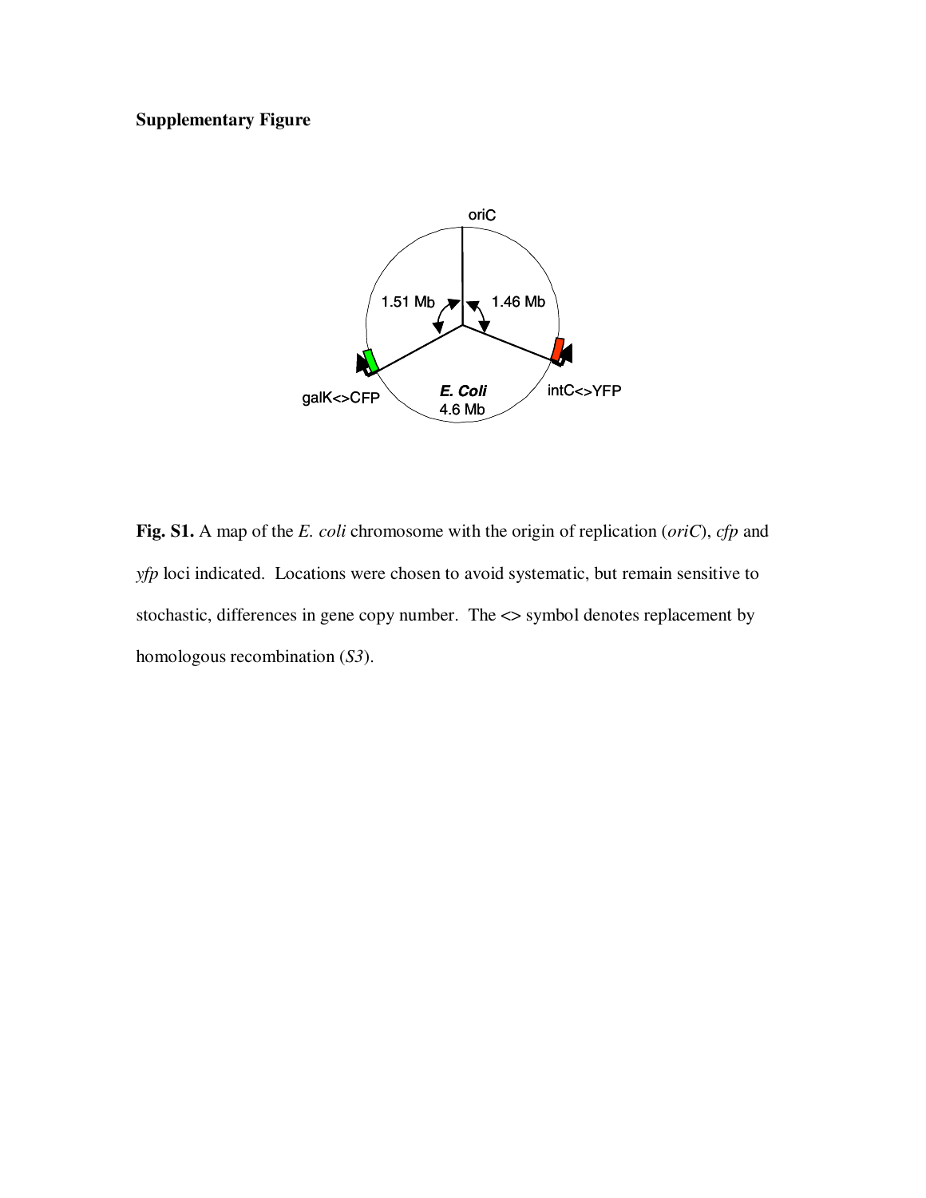**Supplementary Figure**

oriC

1.51 Mb

1.46 Mb

galK<>CFP

*E. Coli*
4.6 Mb

intC<>YFP

**Fig. S1.** A map of the *E. coli* chromosome with the origin of replication (*oriC*), *cfp* and *yfp* loci indicated. Locations were chosen to avoid systematic, but remain sensitive to stochastic, differences in gene copy number. The <> symbol denotes replacement by homologous recombination (*S3*).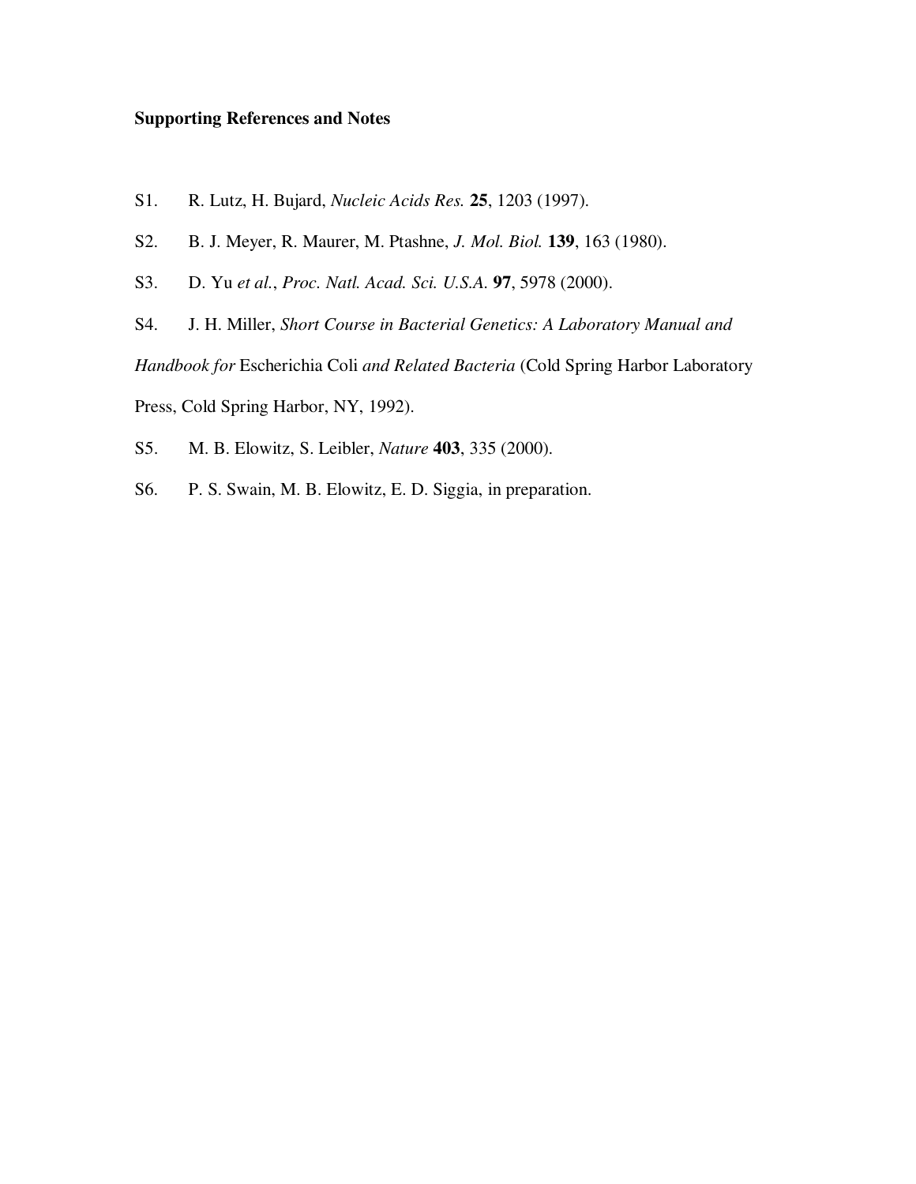**Supporting References and Notes**

S1. R. Lutz, H. Bujard, *Nucleic Acids Res.* **25**, 1203 (1997).

S2. B. J. Meyer, R. Maurer, M. Ptashne, *J. Mol. Biol.* **139**, 163 (1980).

S3. D. Yu *et al.*, *Proc. Natl. Acad. Sci. U.S.A.* **97**, 5978 (2000).

S4. J. H. Miller, *Short Course in Bacterial Genetics: A Laboratory Manual and Handbook for* Escherichia Coli *and Related Bacteria* (Cold Spring Harbor Laboratory Press, Cold Spring Harbor, NY, 1992).

S5. M. B. Elowitz, S. Leibler, *Nature* **403**, 335 (2000).

S6. P. S. Swain, M. B. Elowitz, E. D. Siggia, in preparation.